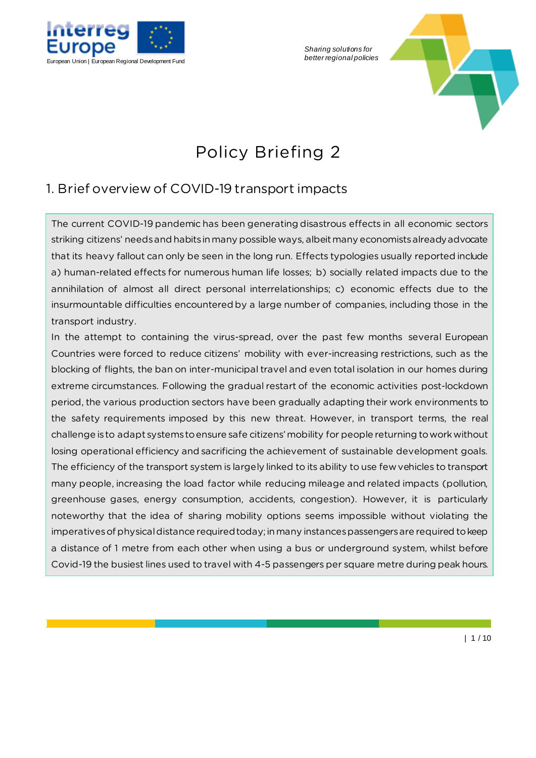Interreg Europe

European Union | European Regional Development Fund

*Sharing solutions for better regional policies*

# Policy Briefing 2

## 1. Brief overview of COVID-19 transport impacts

The current COVID-19 pandemic has been generating disastrous effects in all economic sectors striking citizens' needs and habits in many possible ways, albeit many economists already advocate that its heavy fallout can only be seen in the long run. Effects typologies usually reported include a) human-related effects for numerous human life losses; b) socially related impacts due to the annihilation of almost all direct personal interrelationships; c) economic effects due to the insurmountable difficulties encountered by a large number of companies, including those in the transport industry.

In the attempt to containing the virus-spread, over the past few months several European Countries were forced to reduce citizens' mobility with ever-increasing restrictions, such as the blocking of flights, the ban on inter-municipal travel and even total isolation in our homes during extreme circumstances. Following the gradual restart of the economic activities post-lockdown period, the various production sectors have been gradually adapting their work environments to the safety requirements imposed by this new threat. However, in transport terms, the real challenge is to adapt systems to ensure safe citizens' mobility for people returning to work without losing operational efficiency and sacrificing the achievement of sustainable development goals. The efficiency of the transport system is largely linked to its ability to use few vehicles to transport many people, increasing the load factor while reducing mileage and related impacts (pollution, greenhouse gases, energy consumption, accidents, congestion). However, it is particularly noteworthy that the idea of sharing mobility options seems impossible without violating the imperatives of physical distance required today; in many instances passengers are required to keep a distance of 1 metre from each other when using a bus or underground system, whilst before Covid-19 the busiest lines used to travel with 4-5 passengers per square metre during peak hours.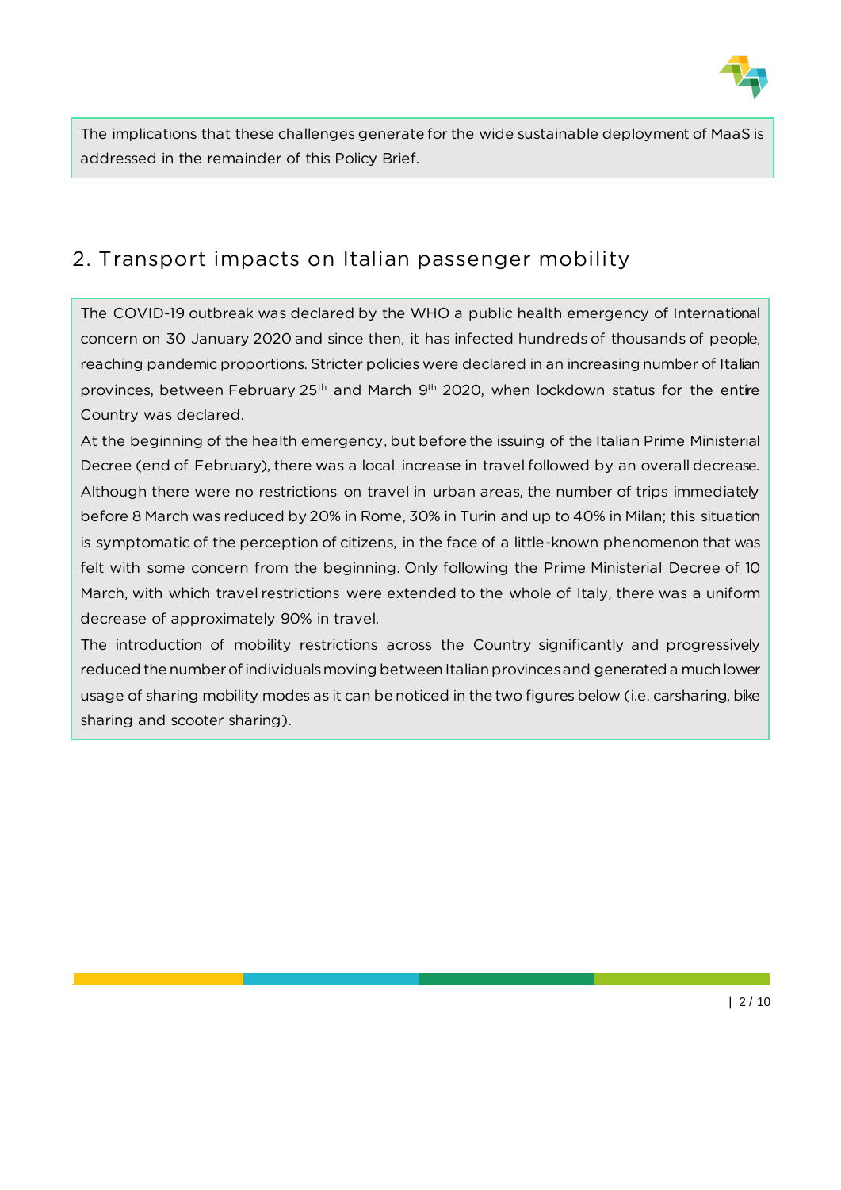The implications that these challenges generate for the wide sustainable deployment of MaaS is addressed in the remainder of this Policy Brief.

## 2. Transport impacts on Italian passenger mobility

The COVID-19 outbreak was declared by the WHO a public health emergency of International concern on 30 January 2020 and since then, it has infected hundreds of thousands of people, reaching pandemic proportions. Stricter policies were declared in an increasing number of Italian provinces, between February 25th and March 9th 2020, when lockdown status for the entire Country was declared.

At the beginning of the health emergency, but before the issuing of the Italian Prime Ministerial Decree (end of February), there was a local increase in travel followed by an overall decrease. Although there were no restrictions on travel in urban areas, the number of trips immediately before 8 March was reduced by 20% in Rome, 30% in Turin and up to 40% in Milan; this situation is symptomatic of the perception of citizens, in the face of a little-known phenomenon that was felt with some concern from the beginning. Only following the Prime Ministerial Decree of 10 March, with which travel restrictions were extended to the whole of Italy, there was a uniform decrease of approximately 90% in travel.

The introduction of mobility restrictions across the Country significantly and progressively reduced the number of individuals moving between Italian provinces and generated a much lower usage of sharing mobility modes as it can be noticed in the two figures below (i.e. carsharing, bike sharing and scooter sharing).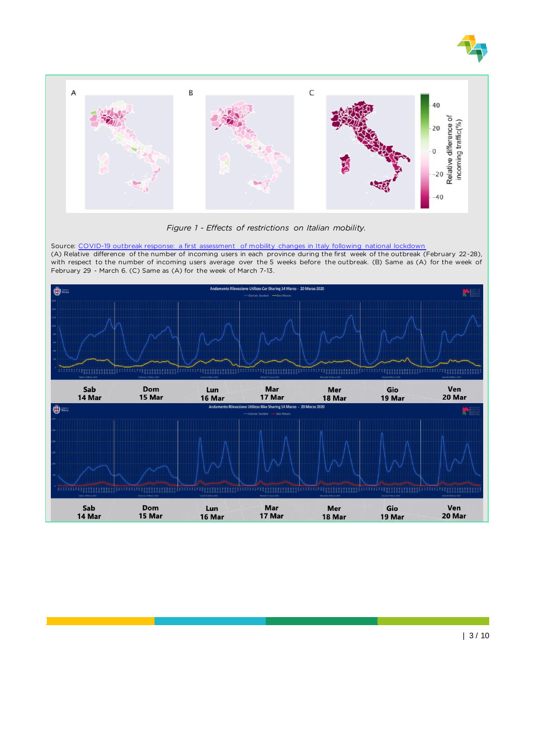*Figure 1 - Effects of restrictions on Italian mobility.*

Source: COVID-19 outbreak response: a first assessment of mobility changes in Italy following national lockdown
(A) Relative difference of the number of incoming users in each province during the first week of the outbreak (February 22-28), with respect to the number of incoming users average over the 5 weeks before the outbreak. (B) Same as (A) for the week of February 29 - March 6. (C) Same as (A) for the week of March 7-13.

| Sab 14 Mar | Dom 15 Mar | Lun 16 Mar | Mar 17 Mar | Mer 18 Mar | Gio 19 Mar | Ven 20 Mar |
|---|---|---|---|---|---|---|

| Sab 14 Mar | Dom 15 Mar | Lun 16 Mar | Mar 17 Mar | Mer 18 Mar | Gio 19 Mar | Ven 20 Mar |
|---|---|---|---|---|---|---|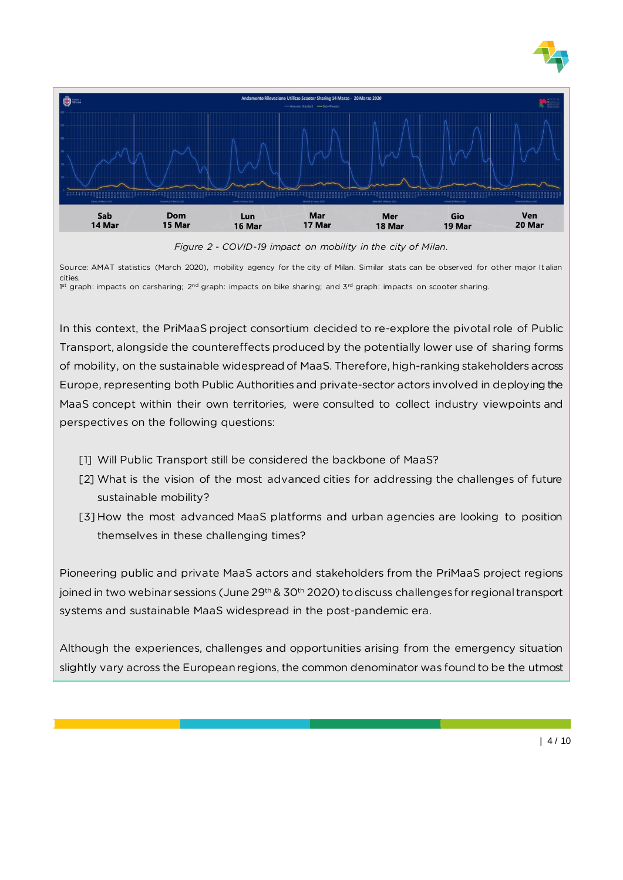*Figure 2 - COVID-19 impact on mobility in the city of Milan.*

Source: AMAT statistics (March 2020), mobility agency for the city of Milan. Similar stats can be observed for other major Italian cities.
1st graph: impacts on carsharing; 2nd graph: impacts on bike sharing; and 3rd graph: impacts on scooter sharing.

In this context, the PriMaaS project consortium decided to re-explore the pivotal role of Public Transport, alongside the countereffects produced by the potentially lower use of sharing forms of mobility, on the sustainable widespread of MaaS. Therefore, high-ranking stakeholders across Europe, representing both Public Authorities and private-sector actors involved in deploying the MaaS concept within their own territories, were consulted to collect industry viewpoints and perspectives on the following questions:

[1] Will Public Transport still be considered the backbone of MaaS?
[2] What is the vision of the most advanced cities for addressing the challenges of future sustainable mobility?
[3] How the most advanced MaaS platforms and urban agencies are looking to position themselves in these challenging times?

Pioneering public and private MaaS actors and stakeholders from the PriMaaS project regions joined in two webinar sessions (June 29th & 30th 2020) to discuss challenges for regional transport systems and sustainable MaaS widespread in the post-pandemic era.

Although the experiences, challenges and opportunities arising from the emergency situation slightly vary across the European regions, the common denominator was found to be the utmost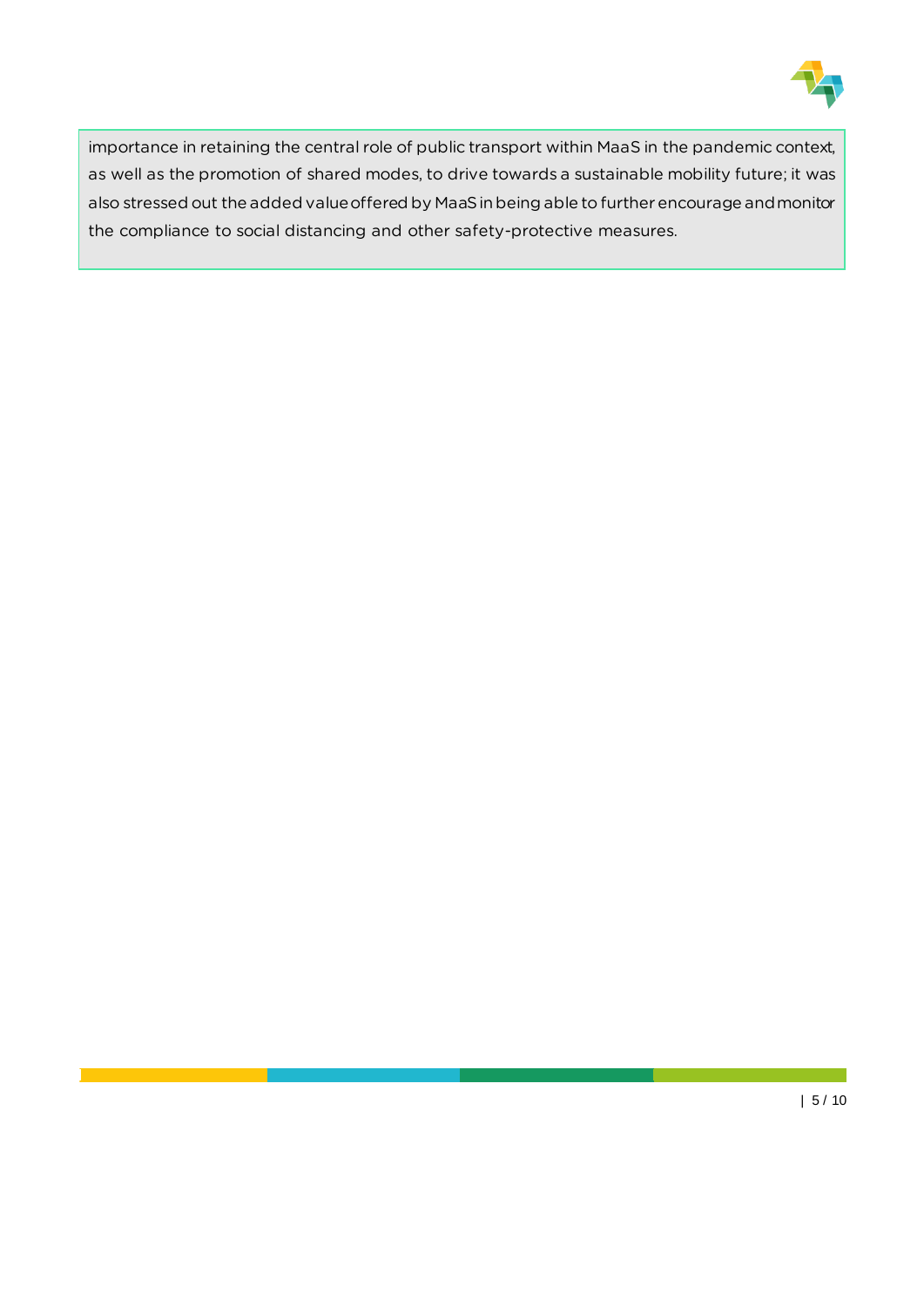importance in retaining the central role of public transport within MaaS in the pandemic context, as well as the promotion of shared modes, to drive towards a sustainable mobility future; it was also stressed out the added value offered by MaaS in being able to further encourage and monitor the compliance to social distancing and other safety-protective measures.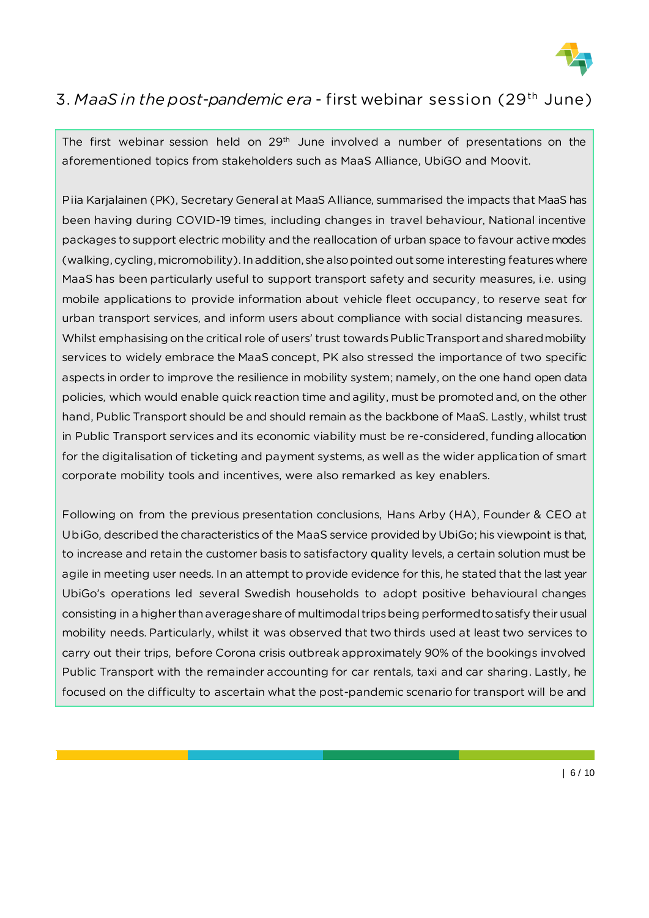## 3. *MaaS in the post-pandemic era* - first webinar session (29th June)

The first webinar session held on 29th June involved a number of presentations on the aforementioned topics from stakeholders such as MaaS Alliance, UbiGO and Moovit.

Piia Karjalainen (PK), Secretary General at MaaS Alliance, summarised the impacts that MaaS has been having during COVID-19 times, including changes in travel behaviour, National incentive packages to support electric mobility and the reallocation of urban space to favour active modes (walking, cycling, micromobility). In addition, she also pointed out some interesting features where MaaS has been particularly useful to support transport safety and security measures, i.e. using mobile applications to provide information about vehicle fleet occupancy, to reserve seat for urban transport services, and inform users about compliance with social distancing measures. Whilst emphasising on the critical role of users' trust towards Public Transport and shared mobility services to widely embrace the MaaS concept, PK also stressed the importance of two specific aspects in order to improve the resilience in mobility system; namely, on the one hand open data policies, which would enable quick reaction time and agility, must be promoted and, on the other hand, Public Transport should be and should remain as the backbone of MaaS. Lastly, whilst trust in Public Transport services and its economic viability must be re-considered, funding allocation for the digitalisation of ticketing and payment systems, as well as the wider application of smart corporate mobility tools and incentives, were also remarked as key enablers.

Following on from the previous presentation conclusions, Hans Arby (HA), Founder & CEO at UbiGo, described the characteristics of the MaaS service provided by UbiGo; his viewpoint is that, to increase and retain the customer basis to satisfactory quality levels, a certain solution must be agile in meeting user needs. In an attempt to provide evidence for this, he stated that the last year UbiGo's operations led several Swedish households to adopt positive behavioural changes consisting in a higher than average share of multimodal trips being performed to satisfy their usual mobility needs. Particularly, whilst it was observed that two thirds used at least two services to carry out their trips, before Corona crisis outbreak approximately 90% of the bookings involved Public Transport with the remainder accounting for car rentals, taxi and car sharing. Lastly, he focused on the difficulty to ascertain what the post-pandemic scenario for transport will be and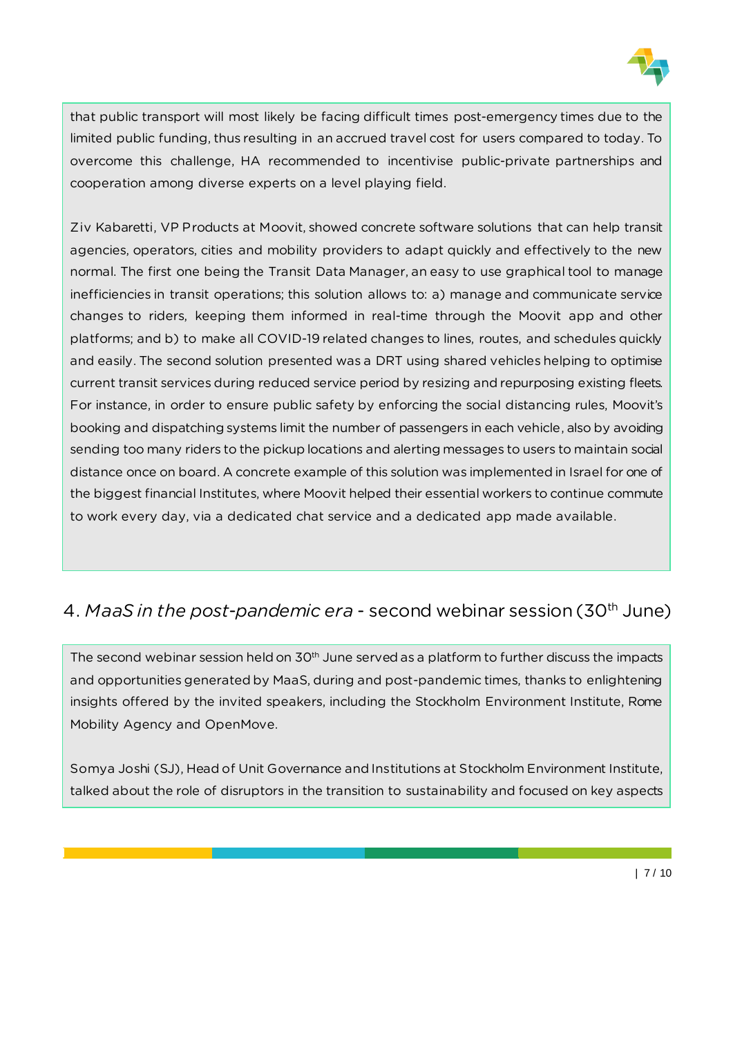that public transport will most likely be facing difficult times post-emergency times due to the limited public funding, thus resulting in an accrued travel cost for users compared to today. To overcome this challenge, HA recommended to incentivise public-private partnerships and cooperation among diverse experts on a level playing field.

Ziv Kabaretti, VP Products at Moovit, showed concrete software solutions that can help transit agencies, operators, cities and mobility providers to adapt quickly and effectively to the new normal. The first one being the Transit Data Manager, an easy to use graphical tool to manage inefficiencies in transit operations; this solution allows to: a) manage and communicate service changes to riders, keeping them informed in real-time through the Moovit app and other platforms; and b) to make all COVID-19 related changes to lines, routes, and schedules quickly and easily. The second solution presented was a DRT using shared vehicles helping to optimise current transit services during reduced service period by resizing and repurposing existing fleets. For instance, in order to ensure public safety by enforcing the social distancing rules, Moovit's booking and dispatching systems limit the number of passengers in each vehicle, also by avoiding sending too many riders to the pickup locations and alerting messages to users to maintain social distance once on board. A concrete example of this solution was implemented in Israel for one of the biggest financial Institutes, where Moovit helped their essential workers to continue commute to work every day, via a dedicated chat service and a dedicated app made available.

## 4. *MaaS in the post-pandemic era* - second webinar session (30th June)

The second webinar session held on 30th June served as a platform to further discuss the impacts and opportunities generated by MaaS, during and post-pandemic times, thanks to enlightening insights offered by the invited speakers, including the Stockholm Environment Institute, Rome Mobility Agency and OpenMove.

Somya Joshi (SJ), Head of Unit Governance and Institutions at Stockholm Environment Institute, talked about the role of disruptors in the transition to sustainability and focused on key aspects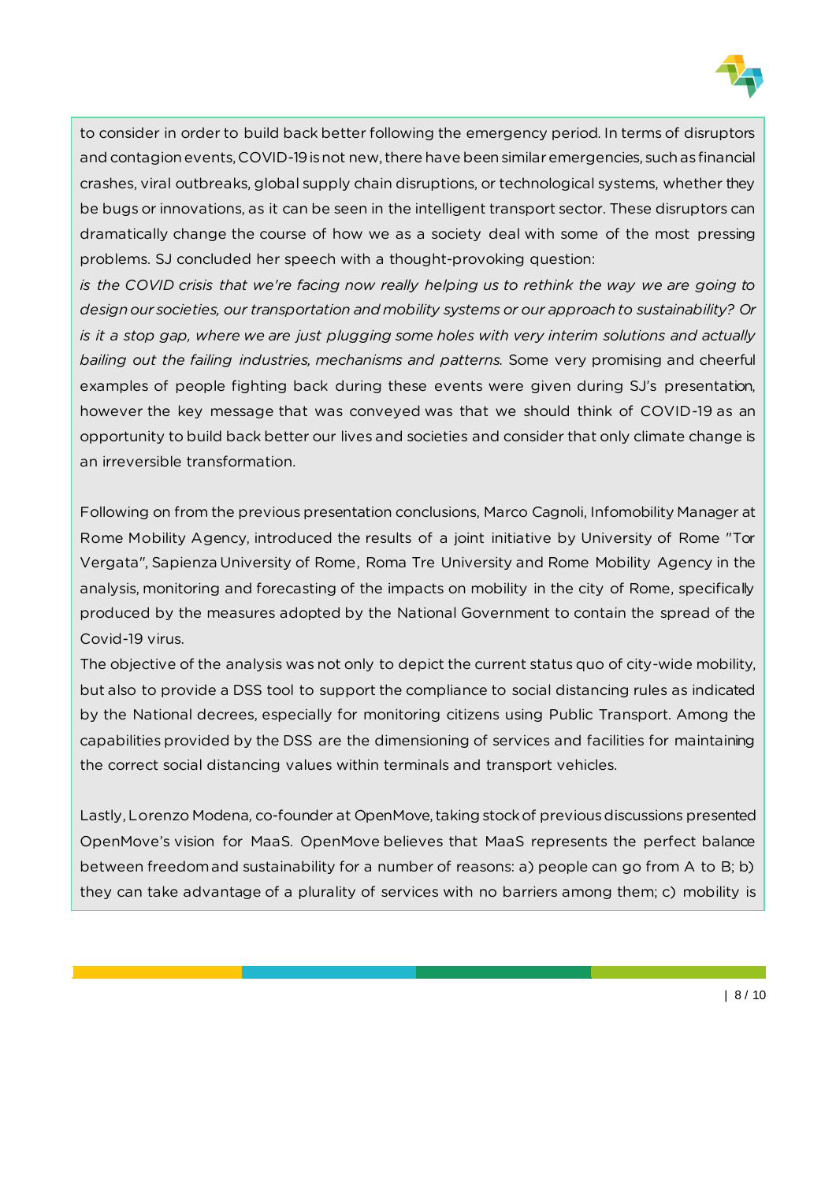to consider in order to build back better following the emergency period. In terms of disruptors and contagion events, COVID-19 is not new, there have been similar emergencies, such as financial crashes, viral outbreaks, global supply chain disruptions, or technological systems, whether they be bugs or innovations, as it can be seen in the intelligent transport sector. These disruptors can dramatically change the course of how we as a society deal with some of the most pressing problems. SJ concluded her speech with a thought-provoking question:
*is the COVID crisis that we're facing now really helping us to rethink the way we are going to design our societies, our transportation and mobility systems or our approach to sustainability? Or is it a stop gap, where we are just plugging some holes with very interim solutions and actually bailing out the failing industries, mechanisms and patterns.* Some very promising and cheerful examples of people fighting back during these events were given during SJ's presentation, however the key message that was conveyed was that we should think of COVID-19 as an opportunity to build back better our lives and societies and consider that only climate change is an irreversible transformation.

Following on from the previous presentation conclusions, Marco Cagnoli, Infomobility Manager at Rome Mobility Agency, introduced the results of a joint initiative by University of Rome "Tor Vergata", Sapienza University of Rome, Roma Tre University and Rome Mobility Agency in the analysis, monitoring and forecasting of the impacts on mobility in the city of Rome, specifically produced by the measures adopted by the National Government to contain the spread of the Covid-19 virus.
The objective of the analysis was not only to depict the current status quo of city-wide mobility, but also to provide a DSS tool to support the compliance to social distancing rules as indicated by the National decrees, especially for monitoring citizens using Public Transport. Among the capabilities provided by the DSS are the dimensioning of services and facilities for maintaining the correct social distancing values within terminals and transport vehicles.

Lastly, Lorenzo Modena, co-founder at OpenMove, taking stock of previous discussions presented OpenMove's vision for MaaS. OpenMove believes that MaaS represents the perfect balance between freedom and sustainability for a number of reasons: a) people can go from A to B; b) they can take advantage of a plurality of services with no barriers among them; c) mobility is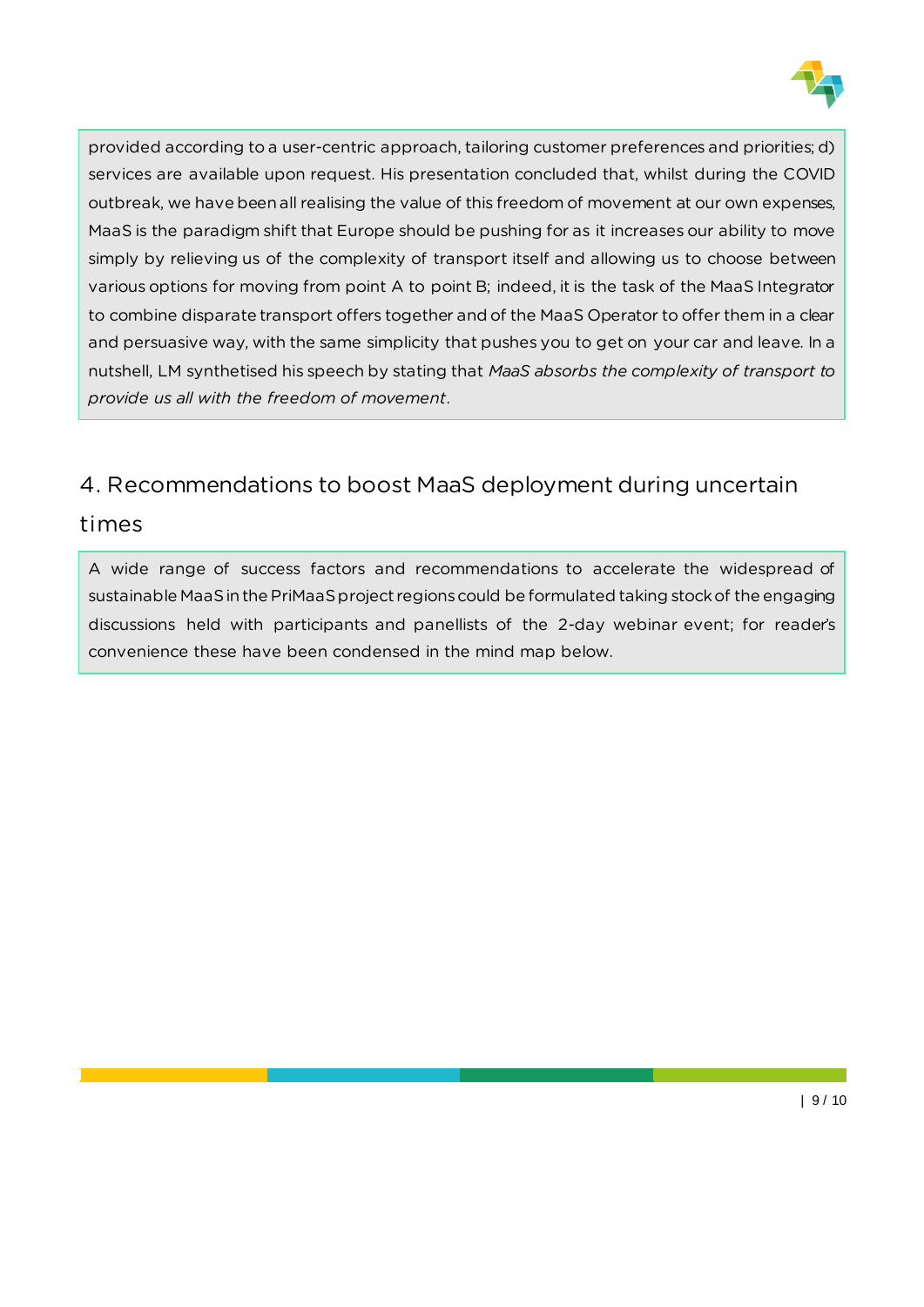provided according to a user-centric approach, tailoring customer preferences and priorities; d) services are available upon request. His presentation concluded that, whilst during the COVID outbreak, we have been all realising the value of this freedom of movement at our own expenses, MaaS is the paradigm shift that Europe should be pushing for as it increases our ability to move simply by relieving us of the complexity of transport itself and allowing us to choose between various options for moving from point A to point B; indeed, it is the task of the MaaS Integrator to combine disparate transport offers together and of the MaaS Operator to offer them in a clear and persuasive way, with the same simplicity that pushes you to get on your car and leave. In a nutshell, LM synthetised his speech by stating that *MaaS absorbs the complexity of transport to provide us all with the freedom of movement*.

## 4. Recommendations to boost MaaS deployment during uncertain times

A wide range of success factors and recommendations to accelerate the widespread of sustainable MaaS in the PriMaaS project regions could be formulated taking stock of the engaging discussions held with participants and panellists of the 2-day webinar event; for reader's convenience these have been condensed in the mind map below.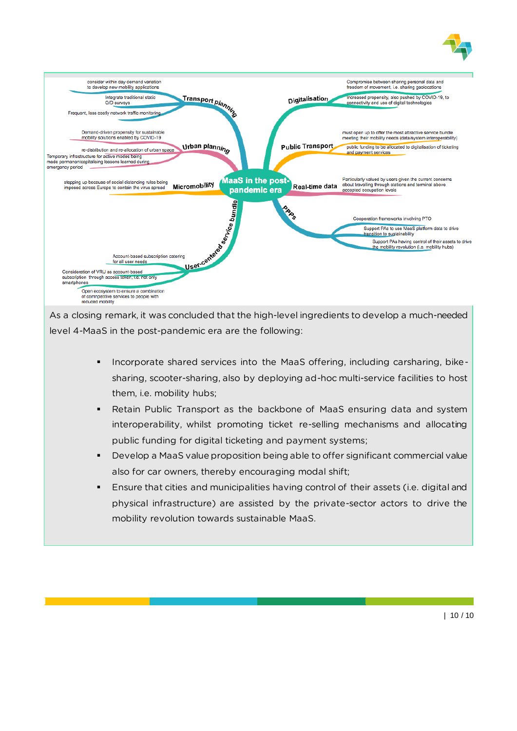MaaS in the post-pandemic era

Transport planning

consider within day demand variation to develop new mobility applications

Integrate traditional static O/D surveys

Frequent, less costly network traffic monitoring

Urban planning

Demand-driven propensity for sustainable mobility solutions enabled by COVID-19

re-distribution and re-allocation of urban space

Temporary infrastructure for active modes being made permanentcapitalising lessons learned during emergency period

Micromobility

stepping up because of social distancing rules being imposed across Europe to contain the virus spread

User-centered service bundle

Account-based subscription catering for all user needs

Consideration of VRU as account-based subscription through access token, i.e. not only smartphones

Open ecosystem to ensure a combination of competitive services to people with reduced mobility

Digitalisation

Compromise between sharing personal data and freedom of movement, i.e. sharing geolocations

Increased propensity, also pushed by COVID-19, to connectivity and use of digital technologies

Public Transport

must open up to offer the most attractive service bundle meeting their mobility needs (data/system interoperability)

public funding to be allocated to digitalisation of ticketing and payment services

Real-time data

Particularly valued by users given the current concerns about travelling through stations and terminal above accepted occupation levels

PPPs

Cooperation frameworks involving PTO

Support PAs to use MaaS platform data to drive transition to sustainability

Support PAs having control of their assets to drive the mobility revolution (i.e. mobility hubs)

As a closing remark, it was concluded that the high-level ingredients to develop a much-needed level 4-MaaS in the post-pandemic era are the following:

- Incorporate shared services into the MaaS offering, including carsharing, bike-sharing, scooter-sharing, also by deploying ad-hoc multi-service facilities to host them, i.e. mobility hubs;
- Retain Public Transport as the backbone of MaaS ensuring data and system interoperability, whilst promoting ticket re-selling mechanisms and allocating public funding for digital ticketing and payment systems;
- Develop a MaaS value proposition being able to offer significant commercial value also for car owners, thereby encouraging modal shift;
- Ensure that cities and municipalities having control of their assets (i.e. digital and physical infrastructure) are assisted by the private-sector actors to drive the mobility revolution towards sustainable MaaS.